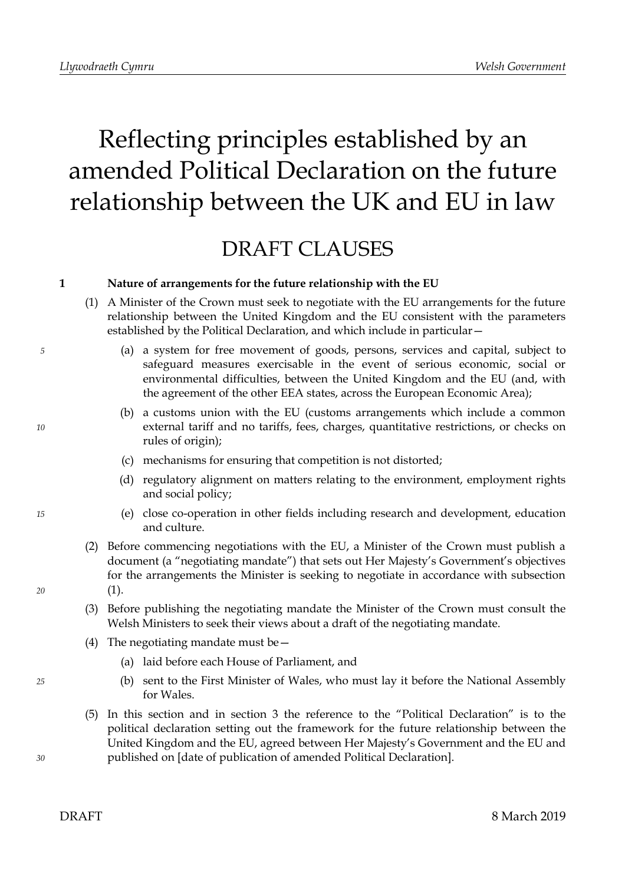# Reflecting principles established by an amended Political Declaration on the future relationship between the UK and EU in law

## DRAFT CLAUSES

**1 Nature of arrangements for the future relationship with the EU**

(1) A Minister of the Crown must seek to negotiate with the EU arrangements for the future relationship between the United Kingdom and the EU consistent with the parameters established by the Political Declaration, and which include in particular—

(a) a system for free movement of goods, persons, services and capital, subject to safeguard measures exercisable in the event of serious economic, social or environmental difficulties, between the United Kingdom and the EU (and, with the agreement of the other EEA states, across the European Economic Area);

(b) a customs union with the EU (customs arrangements which include a common external tariff and no tariffs, fees, charges, quantitative restrictions, or checks on rules of origin);

(c) mechanisms for ensuring that competition is not distorted;

(d) regulatory alignment on matters relating to the environment, employment rights and social policy;

(e) close co-operation in other fields including research and development, education and culture.

(2) Before commencing negotiations with the EU, a Minister of the Crown must publish a document (a "negotiating mandate") that sets out Her Majesty's Government's objectives for the arrangements the Minister is seeking to negotiate in accordance with subsection (1).

(3) Before publishing the negotiating mandate the Minister of the Crown must consult the Welsh Ministers to seek their views about a draft of the negotiating mandate.

(4) The negotiating mandate must be—

(a) laid before each House of Parliament, and

(b) sent to the First Minister of Wales, who must lay it before the National Assembly for Wales.

(5) In this section and in section 3 the reference to the "Political Declaration" is to the political declaration setting out the framework for the future relationship between the United Kingdom and the EU, agreed between Her Majesty's Government and the EU and published on [date of publication of amended Political Declaration].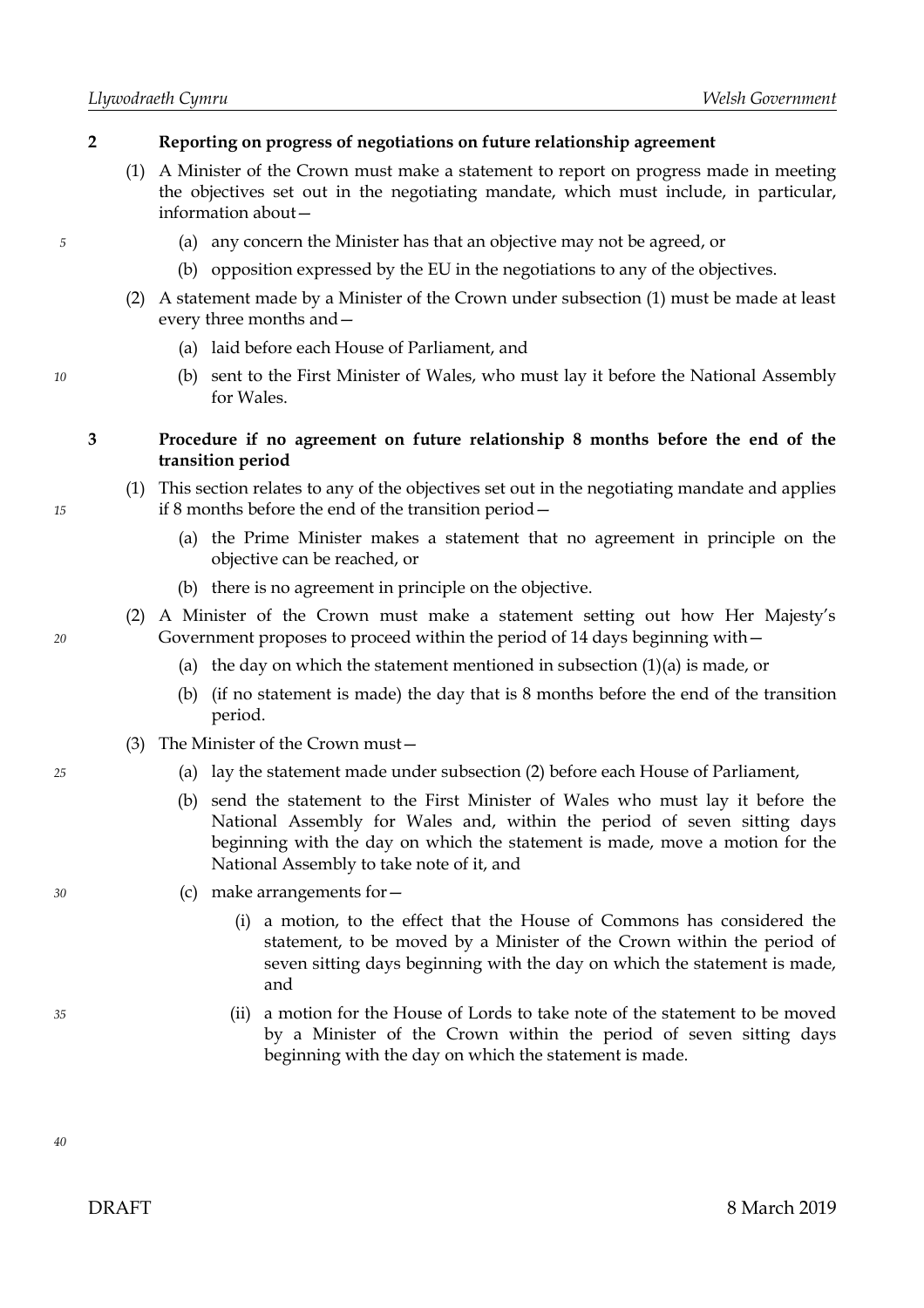## 2 Reporting on progress of negotiations on future relationship agreement

(1) A Minister of the Crown must make a statement to report on progress made in meeting the objectives set out in the negotiating mandate, which must include, in particular, information about—

- (a) any concern the Minister has that an objective may not be agreed, or
- (b) opposition expressed by the EU in the negotiations to any of the objectives.

(2) A statement made by a Minister of the Crown under subsection (1) must be made at least every three months and—

- (a) laid before each House of Parliament, and
- (b) sent to the First Minister of Wales, who must lay it before the National Assembly for Wales.

## 3 Procedure if no agreement on future relationship 8 months before the end of the transition period

(1) This section relates to any of the objectives set out in the negotiating mandate and applies if 8 months before the end of the transition period—

- (a) the Prime Minister makes a statement that no agreement in principle on the objective can be reached, or
- (b) there is no agreement in principle on the objective.

(2) A Minister of the Crown must make a statement setting out how Her Majesty's Government proposes to proceed within the period of 14 days beginning with—

- (a) the day on which the statement mentioned in subsection (1)(a) is made, or
- (b) (if no statement is made) the day that is 8 months before the end of the transition period.

(3) The Minister of the Crown must—

- (a) lay the statement made under subsection (2) before each House of Parliament,
- (b) send the statement to the First Minister of Wales who must lay it before the National Assembly for Wales and, within the period of seven sitting days beginning with the day on which the statement is made, move a motion for the National Assembly to take note of it, and
- (c) make arrangements for—
  - (i) a motion, to the effect that the House of Commons has considered the statement, to be moved by a Minister of the Crown within the period of seven sitting days beginning with the day on which the statement is made, and
  - (ii) a motion for the House of Lords to take note of the statement to be moved by a Minister of the Crown within the period of seven sitting days beginning with the day on which the statement is made.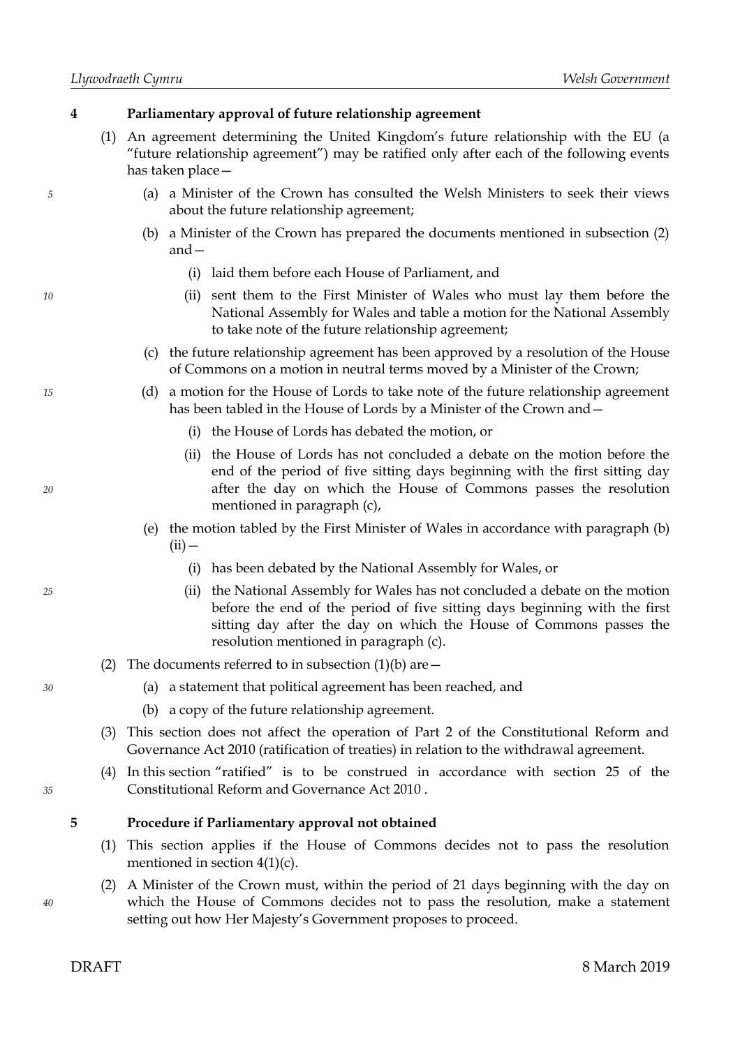## 4 Parliamentary approval of future relationship agreement

(1) An agreement determining the United Kingdom's future relationship with the EU (a "future relationship agreement") may be ratified only after each of the following events has taken place—

(a) a Minister of the Crown has consulted the Welsh Ministers to seek their views about the future relationship agreement;

(b) a Minister of the Crown has prepared the documents mentioned in subsection (2) and—

(i) laid them before each House of Parliament, and

(ii) sent them to the First Minister of Wales who must lay them before the National Assembly for Wales and table a motion for the National Assembly to take note of the future relationship agreement;

(c) the future relationship agreement has been approved by a resolution of the House of Commons on a motion in neutral terms moved by a Minister of the Crown;

(d) a motion for the House of Lords to take note of the future relationship agreement has been tabled in the House of Lords by a Minister of the Crown and—

(i) the House of Lords has debated the motion, or

(ii) the House of Lords has not concluded a debate on the motion before the end of the period of five sitting days beginning with the first sitting day after the day on which the House of Commons passes the resolution mentioned in paragraph (c),

(e) the motion tabled by the First Minister of Wales in accordance with paragraph (b)(ii)—

(i) has been debated by the National Assembly for Wales, or

(ii) the National Assembly for Wales has not concluded a debate on the motion before the end of the period of five sitting days beginning with the first sitting day after the day on which the House of Commons passes the resolution mentioned in paragraph (c).

(2) The documents referred to in subsection (1)(b) are—

(a) a statement that political agreement has been reached, and

(b) a copy of the future relationship agreement.

(3) This section does not affect the operation of Part 2 of the Constitutional Reform and Governance Act 2010 (ratification of treaties) in relation to the withdrawal agreement.

(4) In this section "ratified" is to be construed in accordance with section 25 of the Constitutional Reform and Governance Act 2010 .

## 5 Procedure if Parliamentary approval not obtained

(1) This section applies if the House of Commons decides not to pass the resolution mentioned in section 4(1)(c).

(2) A Minister of the Crown must, within the period of 21 days beginning with the day on which the House of Commons decides not to pass the resolution, make a statement setting out how Her Majesty's Government proposes to proceed.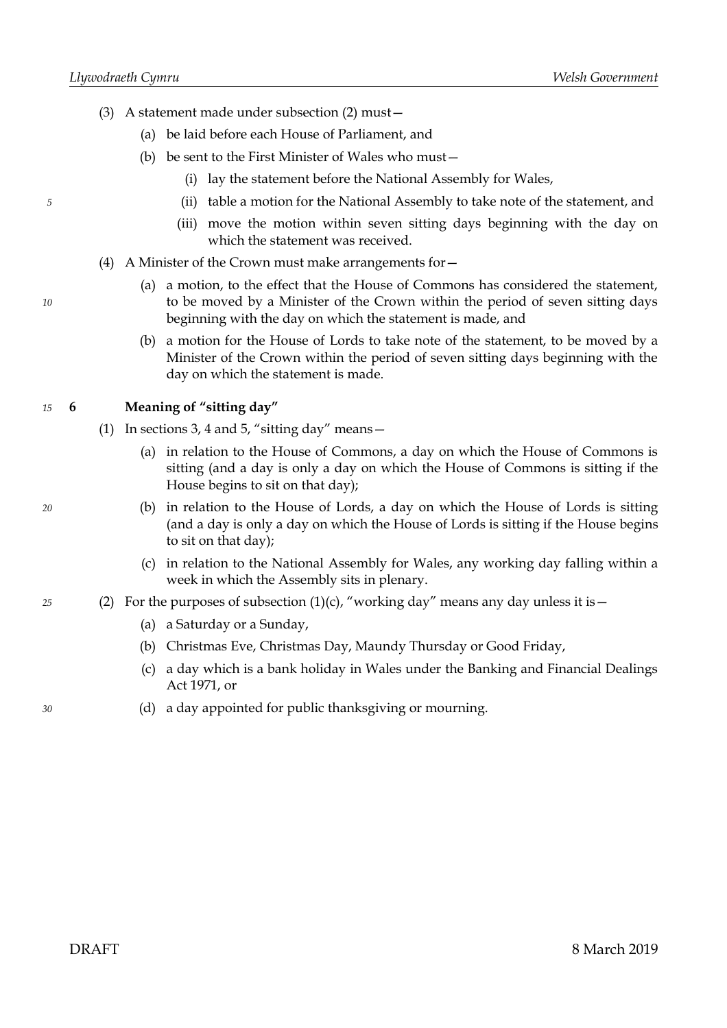(3) A statement made under subsection (2) must—

(a) be laid before each House of Parliament, and

(b) be sent to the First Minister of Wales who must—

(i) lay the statement before the National Assembly for Wales,

(ii) table a motion for the National Assembly to take note of the statement, and

(iii) move the motion within seven sitting days beginning with the day on which the statement was received.

(4) A Minister of the Crown must make arrangements for—

(a) a motion, to the effect that the House of Commons has considered the statement, to be moved by a Minister of the Crown within the period of seven sitting days beginning with the day on which the statement is made, and

(b) a motion for the House of Lords to take note of the statement, to be moved by a Minister of the Crown within the period of seven sitting days beginning with the day on which the statement is made.

## 6 Meaning of "sitting day"

(1) In sections 3, 4 and 5, "sitting day" means—

(a) in relation to the House of Commons, a day on which the House of Commons is sitting (and a day is only a day on which the House of Commons is sitting if the House begins to sit on that day);

(b) in relation to the House of Lords, a day on which the House of Lords is sitting (and a day is only a day on which the House of Lords is sitting if the House begins to sit on that day);

(c) in relation to the National Assembly for Wales, any working day falling within a week in which the Assembly sits in plenary.

(2) For the purposes of subsection (1)(c), "working day" means any day unless it is—

(a) a Saturday or a Sunday,

(b) Christmas Eve, Christmas Day, Maundy Thursday or Good Friday,

(c) a day which is a bank holiday in Wales under the Banking and Financial Dealings Act 1971, or

(d) a day appointed for public thanksgiving or mourning.